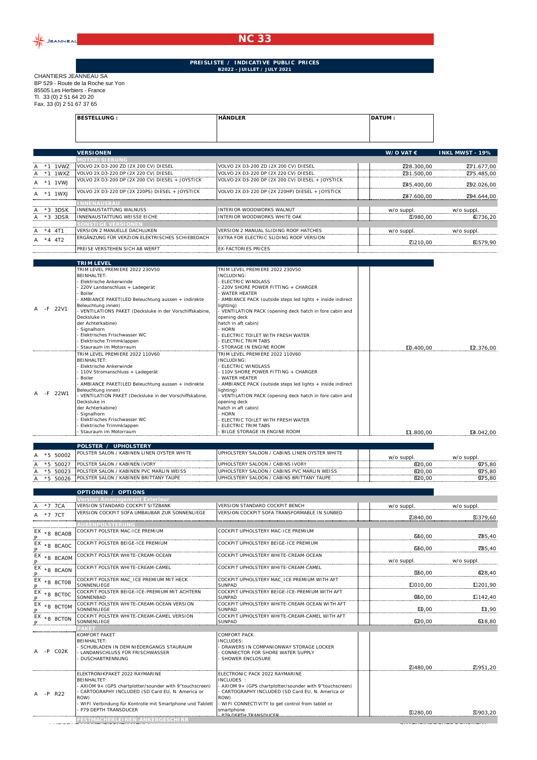# NC 33

**PREISLISTE / INDICATIVE PUBLIC PRICES**
**B2022 - JUILLET / JULY 2021**

CHANTIERS JEANNEAU SA
BP 529 - Route de la Roche sur Yon
85505 Les Herbiers - France
Tl. 33 (0) 2 51 64 20 20
Fax. 33 (0) 2 51 67 37 65

| BESTELLUNG : | HÄNDLER | DATUM : |
|---|---|---|
| | | |

| | | VERSIONEN | | W/O VAT € | INKL MWST - 19% |
|---|---|---|---|---|---|
| | | **MOTORISIERUNG** | | | |
| A | *1 1VWZ | VOLVO 2X D3-200 ZD (2X 200 CV) DIESEL | VOLVO 2X D3-200 ZD (2X 200 CV) DIESEL | 228.300,00 | 271.677,00 |
| A | *1 1WXZ | VOLVO 2X D3-220 DP (2X 220 CV) DIESEL | VOLVO 2X D3-220 DP (2X 220 CV) DIESEL | 231.500,00 | 275.485,00 |
| A | *1 1VWJ | VOLVO 2X D3-200 DP (2X 200 CV) DIESEL + JOYSTICK | VOLVO 2X D3-200 DP (2X 200 HP) DIESEL + JOYSTICK | 245.400,00 | 292.026,00 |
| A | *1 1WXJ | VOLVO 2X D3-220 DP (2X 220PS) DIESEL + JOYSTICK | VOLVO 2X D3-220 DP (2X 220HP) DIESEL + JOYSTICK | 247.600,00 | 294.644,00 |
| | | **INNENAUSBAU** | | | |
| A | *3 3DSK | INNENAUSTATTUNG WALNUSS | INTERIOR WOODWORKS WALNUT | w/o suppl. | w/o suppl. |
| A | *3 3DSR | INNENAUSTATTUNG WEISSE EICHE | INTERIOR WOODWORKS WHITE OAK | 3.980,00 | 4.736,20 |
| | | **SONSTIGE VERSIONEN** | | | |
| A | *4 4T1 | VERSION 2 MANUELLE DACHLUKEN | VERSION 2 MANUAL SLIDING ROOF HATCHES | w/o suppl. | w/o suppl. |
| A | *4 4T2 | ERGÄNZUNG FÜR VERZION ELEKTRISCHES SCHIEBEDACH | EXTRA FOR ELECTRIC SLIDING ROOF VERSION | 7.210,00 | 8.579,90 |
| | | PREISE VERSTEHEN SICH AB WERFT | EX-FACTORIES PRICES | | |

| | | TRIM LEVEL | | | |
|---|---|---|---|---|---|
| A | -F 22V1 | TRIM LEVEL PREMIERE 2022 230V50<br>BEINHALTET:<br>- Elektrische Ankerwinde<br>- 220V Landanschluss + Ladegerät<br>- Boiler<br>- AMBIANCE PAKET(LED Beleuchtung aussen + indirekte Beleuchtung innen)<br>- VENTILATIONS PAKET (Decksluke in der Vorschiffskabine, Decksluke in der Achterkabine)<br>- Signalhorn<br>- Elektrisches Frischwasser WC<br>- Elektrische Trimmklappen<br>- Stauraum im Motorraum | TRIM LEVEL PREMIERE 2022 230V50<br>INCLUDING:<br>- ELECTRIC WINDLASS<br>- 220V SHORE POWER FITTING + CHARGER<br>- WATER HEATER<br>- AMBIANCE PACK (outside steps led lights + inside indirect lighting)<br>- VENTILATION PACK (opening deck hatch in fore cabin and opening deck hatch in aft cabin)<br>- HORN<br>- ELECTRIC TOILET WITH FRESH WATER<br>- ELECTRIC TRIM TABS<br>- STORAGE IN ENGINE ROOM | 10.400,00 | 12.376,00 |
| A | -F 22W1 | TRIM LEVEL PREMIERE 2022 110V60<br>BEINHALTET:<br>- Elektrische Ankerwinde<br>- 110V Stromanschluss + Ladegerät<br>- Boiler<br>- AMBIANCE PAKET(LED Beleuchtung aussen + indirekte Beleuchtung innen)<br>- VENTILATIONS PAKET (Decksluke in der Vorschiffskabine, Decksluke in der Achterkabine)<br>- Signalhorn<br>- Elektrisches Frischwasser WC<br>- Elektrische Trimmklappen<br>- Stauraum im Motorraum | TRIM LEVEL PREMIERE 2022 110V60<br>INCLUDING:<br>- ELECTRIC WINDLASS<br>- 110V SHORE POWER FITTING + CHARGER<br>- WATER HEATER<br>- AMBIANCE PACK (outside steps led lights + inside indirect lighting)<br>- VENTILATION PACK (opening deck hatch in fore cabin and opening deck hatch in aft cabin)<br>- HORN<br>- ELECTRIC TOILET WITH FRESH WATER<br>- ELECTRIC TRIM TABS<br>- BILGE STORAGE IN ENGINE ROOM | 11.800,00 | 14.042,00 |

| | | POLSTER / UPHOLSTERY | | | |
|---|---|---|---|---|---|
| A | *5 50002 | POLSTER SALON / KABINEN LINEN OYSTER WHITE | UPHOLSTERY SALOON / CABINS LINEN OYSTER WHITE | w/o suppl. | w/o suppl. |
| A | *5 50027 | POLSTER SALON / KABINEN IVORY | UPHOLSTERY SALOON / CABINS IVORY | 820,00 | 975,80 |
| A | *5 50023 | POLSTER SALON / KABINEN PVC MARLIN WEISS | UPHOLSTERY SALOON / CABINS PVC MARLIN WEISS | 820,00 | 975,80 |
| A | *5 50026 | POLSTER SALON / KABINEN BRITTANY TAUPE | UPHOLSTERY SALOON / CABINS BRITTANY TAUPE | 820,00 | 975,80 |

| | | OPTIONEN / OPTIONS | | | |
|---|---|---|---|---|---|
| | | **Version Amenagement Exterieur** | | | |
| A | *7 7CA | VERSION STANDARD COCKPIT SITZBANK | VERSION STANDARD COCKPIT BENCH | w/o suppl. | w/o suppl. |
| A | *7 7CT | VERSION COCKPIT SOFA UMBAUBAR ZUR SONNENLIEGE | VERSION COCKPIT SOFA TRANSFORMABLE IN SUNBED | 2.840,00 | 3.379,60 |
| | | **AUßENPOLSTERUNG** | | | |
| EX P | *8 8CA0B | COCKPIT POLSTER MAC-ICE PREMIUM | COCKPIT UPHOLSTERY MAC-ICE PREMIUM | 660,00 | 785,40 |
| EX P | *8 8CA0C | COCKPIT POLSTER BEIGE-ICE PREMIUM | COCKPIT UPHOLSTERY BEIGE-ICE PREMIUM | 660,00 | 785,40 |
| EX P | *8 8CA0M | COCKPIT POLSTER WHITE-CREAM-OCEAN | COCKPIT UPHOLSTERY WHITE-CREAM-OCEAN | w/o suppl. | w/o suppl. |
| EX P | *8 8CA0N | COCKPIT POLSTER WHITE-CREAM-CAMEL | COCKPIT UPHOLSTERY WHITE-CREAM-CAMEL | 360,00 | 428,40 |
| EX P | *8 8CT0B | COCKPIT POLSTER MAC_ICE PREMIUM MIT HECK SONNENLIEGE | COCKPIT UPHOLSTERY MAC_ICE PREMIUM WITH AFT SUNPAD | 1.010,00 | 1.201,90 |
| EX P | *8 8CT0C | COCKPIT POLSTER BEIGE-ICE-PREMIUM MIT ACHTERN SONNENBAD | COCKPIT UPHOLSTERY BEIGE-ICE-PREMIUM WITH AFT SUNPAD | 960,00 | 1.142,40 |
| EX P | *8 8CT0M | COCKPIT POLSTER WHITE-CREAM-OCEAN VERSION SONNENLIEGE | COCKPIT UPHOLSTERY WHITE-CREAM-OCEAN WITH AFT SUNPAD | 10,00 | 11,90 |
| EX P | *8 8CT0N | COCKPIT POLSTER WHITE-CREAM-CAMEL VERSION SONNENLIEGE | COCKPIT UPHOLSTERY WHITE-CREAM-CAMEL WITH AFT SUNPAD | 520,00 | 618,80 |
| | | **PAKET** | | | |
| A | -P C02K | KOMFORT PAKET<br>BEINHALTET:<br>- SCHUBLADEN IN DEM NIEDERGANGS STAURAUM<br>- LANDANSCHLUSS FÜR FRISCHWASSER<br>- DUSCHABTRENNUNG | COMFORT PACK<br>INCLUDES:<br>- DRAWERS IN COMPANIONWAY STORAGE LOCKER<br>- CONNECTOR FOR SHORE WATER SUPPLY<br>- SHOWER ENCLOSURE | 2.480,00 | 2.951,20 |
| A | -P R22 | ELEKTRONIKPAKET 2022 RAYMARINE<br>BEINHALTET:<br>- AXIOM 9+ (GPS chartplotter/sounder with 9"touchscreen)<br>- CARTOGRAPHY INCLUDED (SD Card EU, N. America or ROW)<br>- WIFI Verbindung für Kontrolle mit Smartphone und Tablett<br>- P79 DEPTH TRANSDUCER | ELECTRONIC PACK 2022 RAYMARINE<br>INCLUDES :<br>- AXIOM 9+ (GPS chartplotter/sounder with 9"touchscreen)<br>- CARTOGRAPHY INCLUDED (SD Card EU, N. America or ROW)<br>- WIFI CONNECTIVITY to get control from tablet or smartphone<br>- P79 DEPTH TRANSDUCER | 3.280,00 | 3.903,20 |
| | | **FESTMACHERLEINEN-ANKERGESCHIRR** | | | |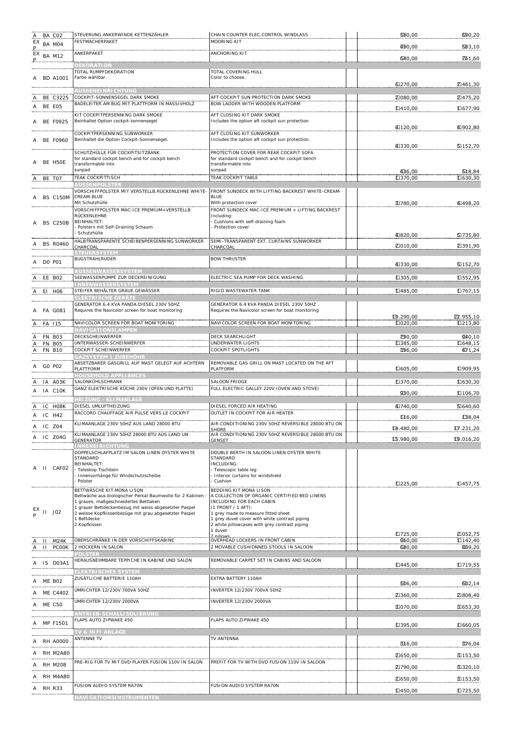| | | | | | | |
|---|---|---|---|---|---|---|
| A | BA C02 | STEUERUNG ANKERWINDE KETTENZÄHLER | CHAIN COUNTER ELEC.CONTROL WINDLASS | | 580,00 | 690,20 |
| EX P | BA M04 | FESTMACHERPAKET | MOORING KIT | | 490,00 | 583,10 |
| EX P | BA M12 | ANKERPAKET | ANCHORING KIT | | 640,00 | 761,60 |
| | | **DEKORATION** | | | | |
| A | BD A1001 | TOTAL RUMPFDEKORATION<br>Farbe wählbar. | TOTAL COVERING HULL<br>Color to choose. | | 6.270,00 | 7.461,30 |
| | | **AUSSENEINRICHTUNG** | | | | |
| A | BE C3225 | COCKPIT-SONNENSEGEL DARK SMOKE | AFT COCKPIT SUN PROTECTION DARK SMOKE | | 2.080,00 | 2.475,20 |
| A | BE E05 | BADELEITER AM BUG MIT PLATTFORM IN MASSIVHOLZ | BOW LADDER WITH WOODEN PLATFORM | | 1.410,00 | 1.677,90 |
| A | BE F0925 | KIT COCKPITPERSENNING DARK SMOKE<br>Beinhaltet Option cockpit-sonnensegel | AFT CLOSING KIT DARK SMOKE<br>Includes the option aft cockpit sun protection | | 4.120,00 | 4.902,80 |
| A | BE F0960 | COCKPITPERSENNING SUNWORKER<br>Beinhaltet die Option Cockpit-Sonnensegel. | AFT CLOSING KIT SUNWORKER<br>Includes the option aft cockpit sun protection. | | 4.330,00 | 5.152,70 |
| A | BE H50E | SCHUTZHÜLLE FÜR COCKPITSITZBANK<br>for standard cockpit bench and for cockpit bench transformable into sunpad | PROTECTION COVER FOR REAR COCKPIT SOFA<br>for standard cockpit bench and for cockpit bench transformable into sunpad | | 436,00 | 518,84 |
| A | BE T07 | TEAK COCKPITTISCH | TEAK COCKPIT TABLE | | 1.370,00 | 1.630,30 |
| | | **AUSSENPOLSTER** | | | | |
| A | BS C150M | VORSCHIFFPOLSTER MIT VERSTELLB.RÜCKENLEHNE WHITE-CREAM-BLUE<br>Mit Schutzhülle | FRONT SUNDECK WITH LIFTING BACKREST WHITE-CREAM-BLUE<br>With protection cover | | 3.780,00 | 4.498,20 |
| A | BS C250B | VORSCHIFFPOLSTER MAC-ICE PREMIUM+VERSTELLB RÜCKENLEHNE<br>BEINHALTET:<br>- Polstern mit Self-Draining Schaum<br>- Schutzhülle | FRONT SUNDECK MAC-ICE PREMIUM + LIFTING BACKREST<br>Including:<br>- Cushions with self-draining foam<br>- Protection cover | | 4.820,00 | 5.735,80 |
| A | BS R0460 | HALBTRANSPARENTE SCHEIBENPERSENNING SUNWORKER CHARCOAL | SEMI-TRANSPARENT EXT. CURTAINS SUNWORKER CHARCOAL | | 2.010,00 | 2.391,90 |
| | | **STEUERSYSTEM** | | | | |
| A | D0 P01 | BUGSTRAHLRUDER | BOW THRUSTER | | 4.330,00 | 5.152,70 |
| | | **AUSSENWASSERSYSTEM** | | | | |
| A | EE B02 | SEEWASSERPUMPE ZUR DECKREINIGUNG | ELECTRIC SEA PUMP FOR DECK WASHING | | 1.305,00 | 1.552,95 |
| | | **INNENWASSERSYSTEM** | | | | |
| A | EI H06 | STEIFER BEHÄLTER GRAUE GEWÄSSER | RIGID WASTEWATER TANK | | 1.485,00 | 1.767,15 |
| | | **ELEKTRISCHE GERÄTE** | | | | |
| A | FA G081 | GENERATOR 6.4 KVA PANDA DIESEL 230V 50HZ<br>Requires the Navicolor screen for boat monitoring | GENERATOR 6.4 KVA PANDA DIESEL 230V 50HZ<br>Requires the Navicolor screen for boat monitoring | | 19.290,00 | 22.955,10 |
| A | FA I15 | NAVICOLOR SCREEN FOR BOAT MONITORING | NAVICOLOR SCREEN FOR BOAT MONITORING | | 1.020,00 | 1.213,80 |
| | | **NAVIGATIONSLAMPEN** | | | | |
| A | FN B03 | DECKSCHEINWERFER | DECK SEARCHLIGHT | | 790,00 | 940,10 |
| A | FN B05 | UNTERWASSER-SCHEINWERFER | UNDERWATER LIGHTS | | 1.385,00 | 1.648,15 |
| A | FN B10 | COCKPIT SCHEINWERFER | COCKPIT SPOTLIGHTS | | 396,00 | 471,24 |
| | | **GAZSYSTEM 1 ZUBEHÖHR** | | | | |
| A | G0 P02 | ABSETZBARER GASGRILL AUF MAST GELEGT AUF ACHTERN PLATTFORM | REMOVABLE GAS GRILL ON MAST LOCATED ON THE AFT PLATFORM | | 1.605,00 | 1.909,95 |
| | | **HOUSEHOLD APPLIANCES** | | | | |
| A | IA A03K | SALONKÜHLSCHRANK | SALOON FRIDGE | | 1.370,00 | 1.630,30 |
| A | IA C10K | GANZ ELEKTRISCHE KÜCHE 230V (OFEN UND PLATTE) | FULL ELECTRIC GALLEY 220V (OVEN AND STOVE) | | 930,00 | 1.106,70 |
| | | **HEIZUNG - KLIMANLAGE** | | | | |
| A | IC H08K | DIESEL UMLUFTHEIZUNG | DIESEL FORCED AIR HEATING | | 4.740,00 | 5.640,60 |
| A | IC H42 | RACCORD CHAUFFAGE AIR PULSÉ VERS LE COCKPIT | OUTLET IN COCKPIT FOR AIR HEATER | | 116,00 | 138,04 |
| A | IC Z04 | KLIMAANLAGE 230V 50HZ AUS LAND 28000 BTU | AIR CONDITIONING 230V 50HZ REVERSIBLE 28000 BTU ON SHORE | | 14.480,00 | 17.231,20 |
| A | IC Z04G | KLIMAANLAGE 230V 50HZ 28000 BTU AUS LAND UN GENERATOR | AIR CONDITIONING 230V 50HZ REVERSIBLE 28000 BTU ON GENSET | | 15.980,00 | 19.016,20 |
| | | **INNENEINRICHTUNG** | | | | |
| A | II CAF02 | DOPPELSCHLAFPLATZ IM SALON LINEN OYSTER WHITE STANDARD<br>BEINHALTET:<br>- Teleskop Tischbein<br>- Innenvorhänge für Windschutzscheibe<br>- Polster | DOUBLE BERTH IN SALOON LINEN OYSTER WHITE STANDARD<br>INCLUDING:<br>- Telescopic table leg<br>- Interior curtains for windshield<br>- Cushion | | 1.225,00 | 1.457,75 |
| EX P | II J02 | BETTWÄSCHE KIT MONA LISON<br>Bettwäche aus biologischer Perkal Baumwolle für 2 Kabinen : 1 graues, maßgeschneidertes Bettlaken<br>1 grauer Bettdeckenbezug mit weiss abgesetzter Paspel<br>2 weisse Kopfkissenbezüge mit grau abgesetzter Paspel<br>1 Bettdecke<br>2 Kopfkissen | BEDDING KIT MONA LISON<br>A COLLECTION OF ORGANIC CERTIFIED BED LINENS INCLUDING FOR EACH CABIN<br>(1 FRONT / 1 AFT):<br>1 grey made to measure fitted sheet<br>1 grey duvet cover with white contrast piping<br>2 white pillowcases with grey contrast piping<br>1 duvet<br>2 pillows | | 1.725,00 | 2.052,75 |
| A | II M24K | OBERSCHRÄNKE IN DER VORSCHIFFSKABINE | OVERHEAD LOCKERS IN FRONT CABIN | | 960,00 | 1.142,40 |
| A | II PC00K | 2 HOCKERN IN SALON | 2 MOVABLE CUSHIONNED STOOLS IN SALOON | | 680,00 | 809,20 |
| | | **POLSTER** | | | | |
| A | IS D03A1 | HERAUSNEHMBARE TEPPICHE IN KABINE UND SALON | REMOVABLE CARPET SET IN CABINS AND SALOON | | 1.445,00 | 1.719,55 |
| | | **ELEKTRISCHES SYSTEM** | | | | |
| A | ME B02 | ZUSÄTLICHE BATTERIE 110AH | EXTRA BATTERY 110AH | | 506,00 | 602,14 |
| A | ME C4402 | UMRICHTER 12/230V 700VA 50HZ | INVERTER 12/230V 700VA 50HZ | | 2.360,00 | 2.808,40 |
| A | ME C50 | UMRICHTER 12/230V 2000VA | INVERTER 12/230V 2000VA | | 3.070,00 | 3.653,30 |
| | | **ANTRIEB-SCHALLISOLIERUNG** | | | | |
| A | MP F1501 | FLAPS AUTO ZIPWAKE 450 | FLAPS AUTO ZIPWAKE 450 | | 1.395,00 | 1.660,05 |
| | | **TV & HIFI ANLAGE** | | | | |
| A | RH A0000 | ANTENNE TV | TV ANTENNA | | 316,00 | 376,04 |
| A | RH M2A80 | | | | 2.650,00 | 3.153,50 |
| A | RH M208 | PRE-RIG FÜR TV MIT DVD PLAYER FUSION 110V IN SALON | PREFIT FOR TV WITH DVD FUSION 110V IN SALOON | | 2.790,00 | 3.320,10 |
| A | RH M4A80 | | | | 2.650,00 | 3.153,50 |
| A | RH R33 | FUSION AUDIO SYSTEM RA70N | FUSION AUDIO SYSTEM RA70N | | 1.450,00 | 1.725,50 |
| | | **NAVIGATIONSINSTRUMENTEN** | | | | |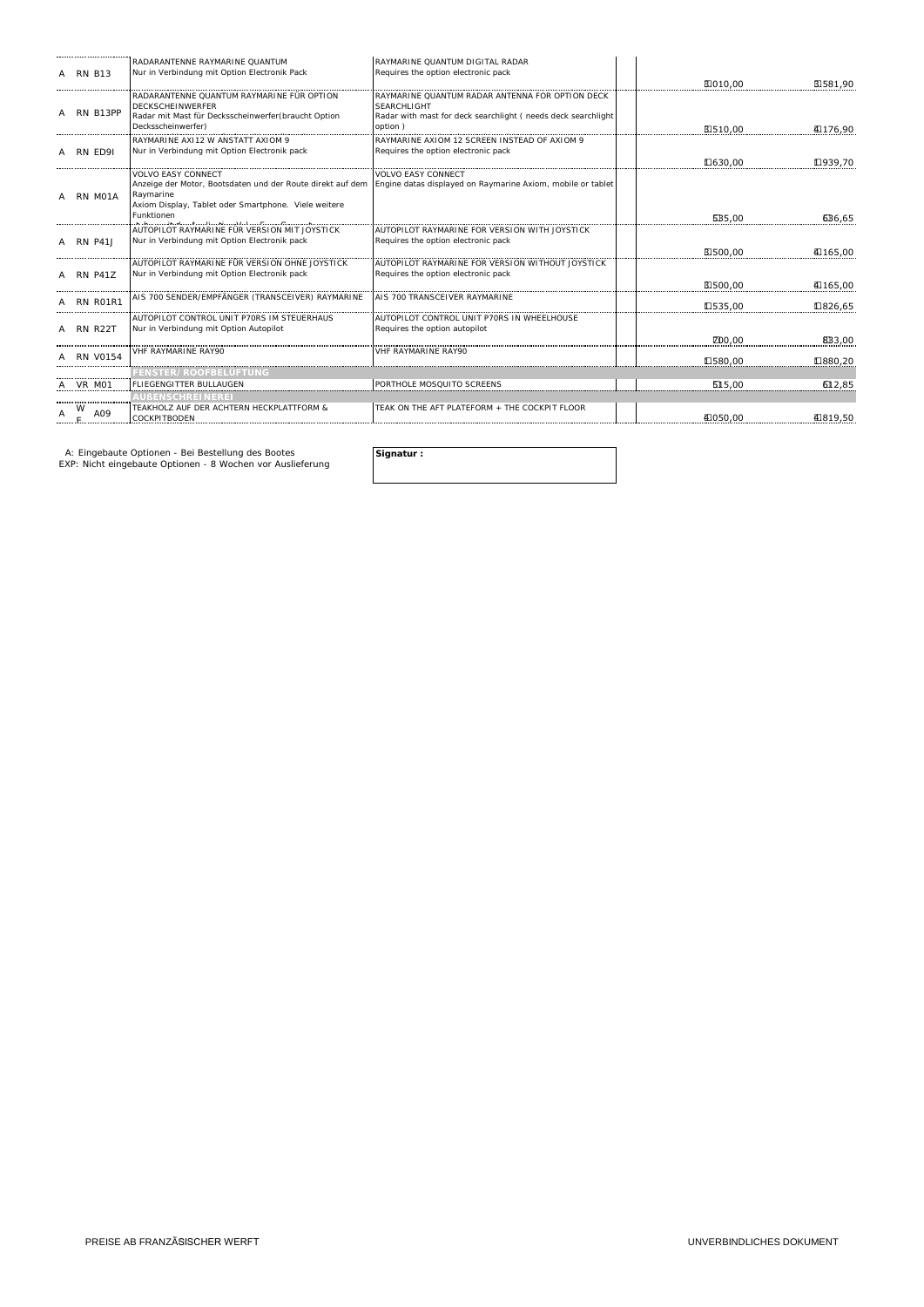| | | | | | | |
|---|---|---|---|---|---|---|
| A | RN B13 | RADARANTENNE RAYMARINE QUANTUM<br>Nur in Verbindung mit Option Electronik Pack | RAYMARINE QUANTUM DIGITAL RADAR<br>Requires the option electronic pack | | 3010,00 | 3581,90 |
| A | RN B13PP | RADARANTENNE QUANTUM RAYMARINE FÜR OPTION DECKSCHEINWERFER<br>Radar mit Mast für Decksscheinwerfer(braucht Option Decksscheinwerfer) | RAYMARINE QUANTUM RADAR ANTENNA FOR OPTION DECK SEARCHLIGHT<br>Radar with mast for deck searchlight ( needs deck searchlight option ) | | 3510,00 | 4176,90 |
| A | RN ED9I | RAYMARINE AXI12 W ANSTATT AXIOM 9<br>Nur in Verbindung mit Option Electronik pack | RAYMARINE AXIOM 12 SCREEN INSTEAD OF AXIOM 9<br>Requires the option electronic pack | | 1630,00 | 1939,70 |
| A | RN M01A | VOLVO EASY CONNECT<br>Anzeige der Motor, Bootsdaten und der Route direkt auf dem Raymarine<br>Axiom Display, Tablet oder Smartphone. Viele weitere Funktionen | VOLVO EASY CONNECT<br>Engine datas displayed on Raymarine Axiom, mobile or tablet | | 535,00 | 636,65 |
| A | RN P41J | AUTOPILOT RAYMARINE FÜR VERSION MIT JOYSTICK<br>Nur in Verbindung mit Option Electronik pack | AUTOPILOT RAYMARINE FOR VERSION WITH JOYSTICK<br>Requires the option electronic pack | | 3500,00 | 4165,00 |
| A | RN P41Z | AUTOPILOT RAYMARINE FÜR VERSION OHNE JOYSTICK<br>Nur in Verbindung mit Option Electronik pack | AUTOPILOT RAYMARINE FOR VERSION WITHOUT JOYSTICK<br>Requires the option electronic pack | | 3500,00 | 4165,00 |
| A | RN R01R1 | AIS 700 SENDER/EMPFÄNGER (TRANSCEIVER) RAYMARINE | AIS 700 TRANSCEIVER RAYMARINE | | 1535,00 | 1826,65 |
| A | RN R22T | AUTOPILOT CONTROL UNIT P70RS IM STEUERHAUS<br>Nur in Verbindung mit Option Autopilot | AUTOPILOT CONTROL UNIT P70RS IN WHEELHOUSE<br>Requires the option autopilot | | 700,00 | 833,00 |
| A | RN V0154 | VHF RAYMARINE RAY90 | VHF RAYMARINE RAY90 | | 1580,00 | 1880,20 |
| | | **FENSTER/ ROOFBELÜFTUNG** | | | | |
| A | VR M01 | FLIEGENGITTER BULLAUGEN | PORTHOLE MOSQUITO SCREENS | | 515,00 | 612,85 |
| | | **AUßENSCHREINEREI** | | | | |
| A | WE A09 | TEAKHOLZ AUF DER ACHTERN HECKPLATTFORM & COCKPITBODEN | TEAK ON THE AFT PLATEFORM + THE COCKPIT FLOOR | | 4050,00 | 4819,50 |

A: Eingebaute Optionen - Bei Bestellung des Bootes
EXP: Nicht eingebaute Optionen - 8 Wochen vor Auslieferung

**Signatur :**

PREISE AB FRANZÃSISCHER WERFT

UNVERBINDLICHES DOKUMENT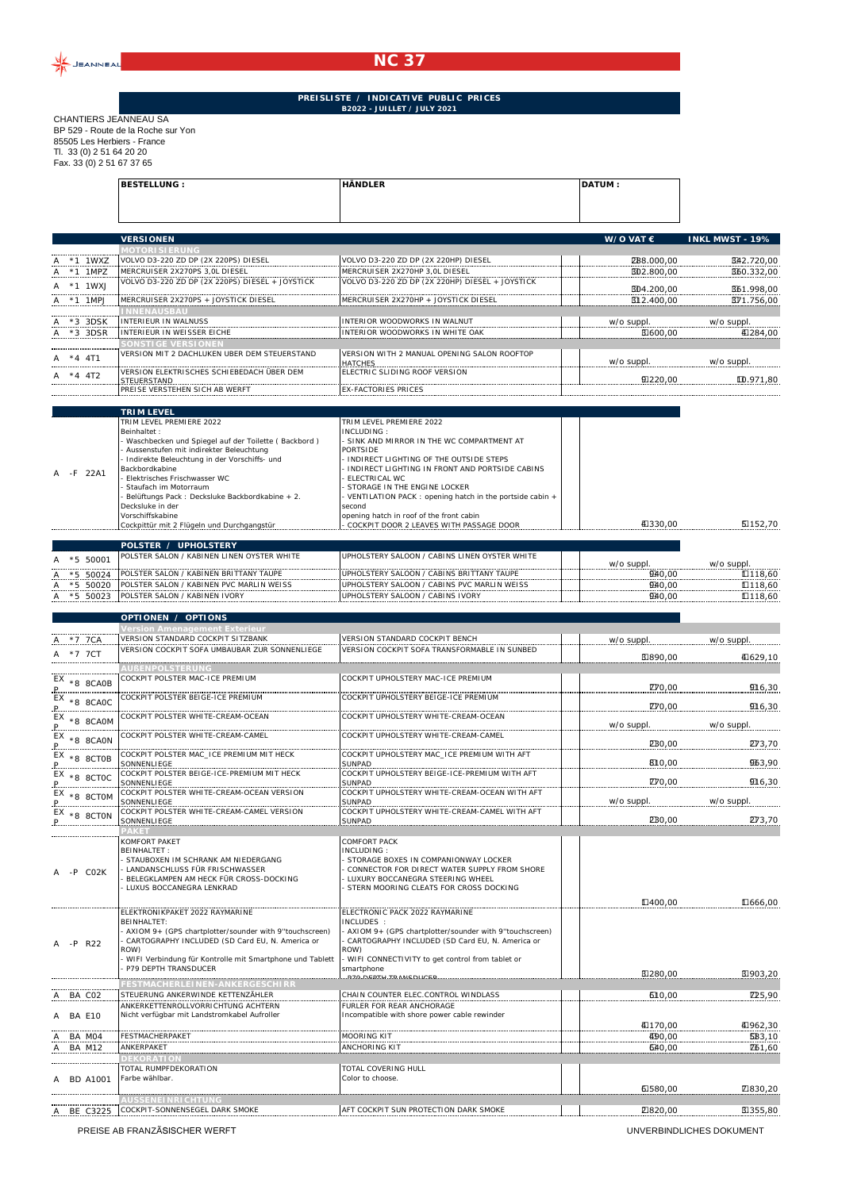# NC 37

**PREISLISTE / INDICATIVE PUBLIC PRICES**
**B2022 - JUILLET / JULY 2021**

CHANTIERS JEANNEAU SA
BP 529 - Route de la Roche sur Yon
85505 Les Herbiers - France
Tl. 33 (0) 2 51 64 20 20
Fax. 33 (0) 2 51 67 37 65

| BESTELLUNG : | HÄNDLER | DATUM : |
|---|---|---|
| | | |

| | | VERSIONEN | | W/O VAT € | INKL MWST - 19% |
|---|---|---|---|---|---|
| | | **MOTORISIERUNG** | | | |
| A | *1 1WXZ | VOLVO D3-220 ZD DP (2X 220PS) DIESEL | VOLVO D3-220 ZD DP (2X 220HP) DIESEL | 288.000,00 | 342.720,00 |
| A | *1 1MPZ | MERCRUISER 2X270PS 3,0L DIESEL | MERCRUISER 2X270HP 3,0L DIESEL | 302.800,00 | 360.332,00 |
| A | *1 1WXJ | VOLVO D3-220 ZD DP (2X 220PS) DIESEL + JOYSTICK | VOLVO D3-220 ZD DP (2X 220HP) DIESEL + JOYSTICK | 304.200,00 | 361.998,00 |
| A | *1 1MPJ | MERCRUISER 2X270PS + JOYSTICK DIESEL | MERCRUISER 2X270HP + JOYSTICK DIESEL | 312.400,00 | 371.756,00 |
| | | **INNENAUSBAU** | | | |
| A | *3 3DSK | INTERIEUR IN WALNUSS | INTERIOR WOODWORKS IN WALNUT | w/o suppl. | w/o suppl. |
| A | *3 3DSR | INTERIEUR IN WEISSER EICHE | INTERIOR WOODWORKS IN WHITE OAK | 3.600,00 | 4.284,00 |
| | | **SONSTIGE VERSIONEN** | | | |
| A | *4 4T1 | VERSION MIT 2 DACHLUKEN UBER DEM STEUERSTAND | VERSION WITH 2 MANUAL OPENING SALON ROOFTOP HATCHES | w/o suppl. | w/o suppl. |
| A | *4 4T2 | VERSION ELEKTRISCHES SCHIEBEDACH ÜBER DEM STEUERSTAND | ELECTRIC SLIDING ROOF VERSION | 9.220,00 | 10.971,80 |
| | | PREISE VERSTEHEN SICH AB WERFT | EX-FACTORIES PRICES | | |

| | | TRIM LEVEL | | | |
|---|---|---|---|---|---|
| A | -F 22A1 | TRIM LEVEL PREMIERE 2022<br>Beinhaltet :<br>- Waschbecken und Spiegel auf der Toilette ( Backbord )<br>- Aussenstufen mit indirekter Beleuchtung<br>- Indirekte Beleuchtung in der Vorschiffs- und Backbordkabine<br>- Elektrisches Frischwasser WC<br>- Staufach im Motorraum<br>- Belüftungs Pack : Decksluke Backbordkabine + 2. Decksluke in der Vorschiffskabine<br>Cockpittür mit 2 Flügeln und Durchgangstür | TRIM LEVEL PREMIERE 2022<br>INCLUDING :<br>- SINK AND MIRROR IN THE WC COMPARTMENT AT PORTSIDE<br>- INDIRECT LIGHTING OF THE OUTSIDE STEPS<br>- INDIRECT LIGHTING IN FRONT AND PORTSIDE CABINS<br>- ELECTRICAL WC<br>- STORAGE IN THE ENGINE LOCKER<br>- VENTILATION PACK : opening hatch in the portside cabin + second opening hatch in roof of the front cabin<br>- COCKPIT DOOR 2 LEAVES WITH PASSAGE DOOR | 4.330,00 | 5.152,70 |

| | | POLSTER / UPHOLSTERY | | | |
|---|---|---|---|---|---|
| A | *5 50001 | POLSTER SALON / KABINEN LINEN OYSTER WHITE | UPHOLSTERY SALOON / CABINS LINEN OYSTER WHITE | w/o suppl. | w/o suppl. |
| A | *5 50024 | POLSTER SALON / KABINEN BRITTANY TAUPE | UPHOLSTERY SALOON / CABINS BRITTANY TAUPE | 940,00 | 1.118,60 |
| A | *5 50020 | POLSTER SALON / KABINEN PVC MARLIN WEISS | UPHOLSTERY SALOON / CABINS PVC MARLIN WEISS | 940,00 | 1.118,60 |
| A | *5 50023 | POLSTER SALON / KABINEN IVORY | UPHOLSTERY SALOON / CABINS IVORY | 940,00 | 1.118,60 |

| | | OPTIONEN / OPTIONS | | | |
|---|---|---|---|---|---|
| | | **Version Amenagement Exterieur** | | | |
| A | *7 7CA | VERSION STANDARD COCKPIT SITZBANK | VERSION STANDARD COCKPIT BENCH | w/o suppl. | w/o suppl. |
| A | *7 7CT | VERSION COCKPIT SOFA UMBAUBAR ZUR SONNENLIEGE | VERSION COCKPIT SOFA TRANSFORMABLE IN SUNBED | 3.890,00 | 4.629,10 |
| | | **AUßENPOLSTERUNG** | | | |
| EX P | *8 8CA0B | COCKPIT POLSTER MAC-ICE PREMIUM | COCKPIT UPHOLSTERY MAC-ICE PREMIUM | 770,00 | 916,30 |
| EX P | *8 8CA0C | COCKPIT POLSTER BEIGE-ICE PREMIUM | COCKPIT UPHOLSTERY BEIGE-ICE PREMIUM | 770,00 | 916,30 |
| EX P | *8 8CA0M | COCKPIT POLSTER WHITE-CREAM-OCEAN | COCKPIT UPHOLSTERY WHITE-CREAM-OCEAN | w/o suppl. | w/o suppl. |
| EX P | *8 8CA0N | COCKPIT POLSTER WHITE-CREAM-CAMEL | COCKPIT UPHOLSTERY WHITE-CREAM-CAMEL | 230,00 | 273,70 |
| EX P | *8 8CT0B | COCKPIT POLSTER MAC_ICE PREMIUM MIT HECK SONNENLIEGE | COCKPIT UPHOLSTERY MAC_ICE PREMIUM WITH AFT SUNPAD | 810,00 | 963,90 |
| EX P | *8 8CT0C | COCKPIT POLSTER BEIGE-ICE-PREMIUM MIT HECK SONNENLIEGE | COCKPIT UPHOLSTERY BEIGE-ICE-PREMIUM WITH AFT SUNPAD | 770,00 | 916,30 |
| EX P | *8 8CT0M | COCKPIT POLSTER WHITE-CREAM-OCEAN VERSION SONNENLIEGE | COCKPIT UPHOLSTERY WHITE-CREAM-OCEAN WITH AFT SUNPAD | w/o suppl. | w/o suppl. |
| EX P | *8 8CT0N | COCKPIT POLSTER WHITE-CREAM-CAMEL VERSION SONNENLIEGE | COCKPIT UPHOLSTERY WHITE-CREAM-CAMEL WITH AFT SUNPAD | 230,00 | 273,70 |
| | | **PAKET** | | | |
| A | -P C02K | KOMFORT PAKET<br>BEINHALTET :<br>- STAUBOXEN IM SCHRANK AM NIEDERGANG<br>- LANDANSCHLUSS FÜR FRISCHWASSER<br>- BELEGKLAMPEN AM HECK FÜR CROSS-DOCKING<br>- LUXUS BOCCANEGRA LENKRAD | COMFORT PACK<br>INCLUDING :<br>- STORAGE BOXES IN COMPANIONWAY LOCKER<br>- CONNECTOR FOR DIRECT WATER SUPPLY FROM SHORE<br>- LUXURY BOCCANEGRA STEERING WHEEL<br>- STERN MOORING CLEATS FOR CROSS DOCKING | 1.400,00 | 1.666,00 |
| A | -P R22 | ELEKTRONIKPAKET 2022 RAYMARINE<br>BEINHALTET:<br>- AXIOM 9+ (GPS chartplotter/sounder with 9"touchscreen)<br>- CARTOGRAPHY INCLUDED (SD Card EU, N. America or ROW)<br>- WIFI Verbindung für Kontrolle mit Smartphone und Tablett<br>- P79 DEPTH TRANSDUCER | ELECTRONIC PACK 2022 RAYMARINE<br>INCLUDES :<br>- AXIOM 9+ (GPS chartplotter/sounder with 9"touchscreen)<br>- CARTOGRAPHY INCLUDED (SD Card EU, N. America or ROW)<br>- WIFI CONNECTIVITY to get control from tablet or smartphone<br>- P79 DEPTH TRANSDUCER | 3.280,00 | 3.903,20 |
| | | **FESTMACHERLEINEN-ANKERGESCHIRR** | | | |
| A | BA C02 | STEUERUNG ANKERWINDE KETTENZÄHLER | CHAIN COUNTER ELEC.CONTROL WINDLASS | 610,00 | 725,90 |
| A | BA E10 | ANKERKETTENROLLVORRICHTUNG ACHTERN<br>Nicht verfügbar mit Landstromkabel Aufroller | FURLER FOR REAR ANCHORAGE<br>Incompatible with shore power cable rewinder | 4.170,00 | 4.962,30 |
| A | BA M04 | FESTMACHERPAKET | MOORING KIT | 490,00 | 583,10 |
| A | BA M12 | ANKERPAKET | ANCHORING KIT | 640,00 | 761,60 |
| | | **DEKORATION** | | | |
| A | BD A1001 | TOTAL RUMPFDEKORATION<br>Farbe wählbar. | TOTAL COVERING HULL<br>Color to choose. | 6.580,00 | 7.830,20 |
| | | **AUSSENEINRICHTUNG** | | | |
| A | BE C3225 | COCKPIT-SONNENSEGEL DARK SMOKE | AFT COCKPIT SUN PROTECTION DARK SMOKE | 2.820,00 | 3.355,80 |

PREISE AB FRANZÄSISCHER WERFT

UNVERBINDLICHES DOKUMENT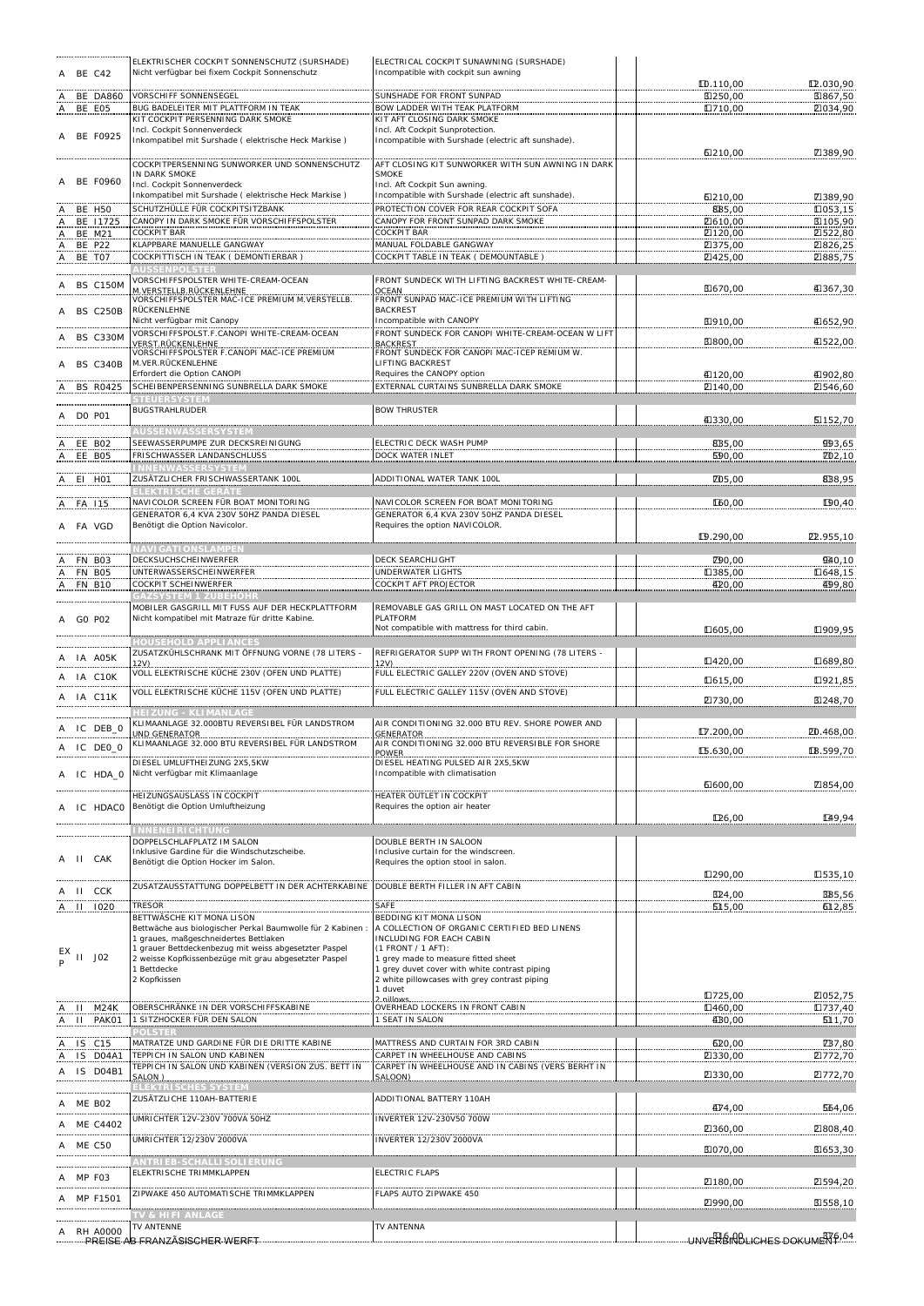| | Code | Beschreibung (DE) | Description (EN) | | Preis | Preis |
|---|---|---|---|---|---|---|
| A | BE C42 | ELEKTRISCHER COCKPIT SONNENSCHUTZ (SURSHADE)<br>Nicht verfügbar bei fixem Cockpit Sonnenschutz | ELECTRICAL COCKPIT SUNAWNING (SURSHADE)<br>Incompatible with cockpit sun awning | | 10.110,00 | 12.030,90 |
| A | BE DA860 | VORSCHIFF SONNENSEGEL | SUNSHADE FOR FRONT SUNPAD | | 3250,00 | 3867,50 |
| A | BE E05 | BUG BADELEITER MIT PLATTFORM IN TEAK | BOW LADDER WITH TEAK PLATFORM | | 1710,00 | 2034,90 |
| A | BE F0925 | KIT COCKPIT PERSENNING DARK SMOKE<br>Incl. Cockpit Sonnenverdeck<br>Inkompatibel mit Surshade ( elektrische Heck Markise ) | KIT AFT CLOSING DARK SMOKE<br>Incl. Aft Cockpit Sunprotection.<br>Incompatible with Surshade (electric aft sunshade). | | 6210,00 | 7389,90 |
| A | BE F0960 | COCKPITPERSENNING SUNWORKER UND SONNENSCHUTZ IN DARK SMOKE<br>Incl. Cockpit Sonnenverdeck<br>Inkompatibel mit Surshade ( elektrische Heck Markise ) | AFT CLOSING KIT SUNWORKER WITH SUN AWNING IN DARK SMOKE<br>Incl. Aft Cockpit Sun awning.<br>Incompatible with Surshade (electric aft sunshade). | | 6210,00 | 7389,90 |
| A | BE H50 | SCHUTZHÜLLE FÜR COCKPITSITZBANK | PROTECTION COVER FOR REAR COCKPIT SOFA | | 885,00 | 1053,15 |
| A | BE I1725 | CANOPY IN DARK SMOKE FÜR VORSCHIFFSPOLSTER | CANOPY FOR FRONT SUNPAD DARK SMOKE | | 2610,00 | 3105,90 |
| A | BE M21 | COCKPIT BAR | COCKPIT BAR | | 2120,00 | 2522,80 |
| A | BE P22 | KLAPPBARE MANUELLE GANGWAY | MANUAL FOLDABLE GANGWAY | | 2375,00 | 2826,25 |
| A | BE T07 | COCKPITTISCH IN TEAK ( DEMONTIERBAR ) | COCKPIT TABLE IN TEAK ( DEMOUNTABLE ) | | 2425,00 | 2885,75 |
| | | **AUSSENPOLSTER** | | | | |
| A | BS C150M | VORSCHIFFSPOLSTER WHITE-CREAM-OCEAN M.VERSTELLB.RÜCKENLEHNE | FRONT SUNDECK WITH LIFTING BACKREST WHITE-CREAM-OCEAN | | 3670,00 | 4367,30 |
| A | BS C250B | VORSCHIFFSPOLSTER MAC-ICE PREMIUM M.VERSTELLB. RÜCKENLEHNE<br>Nicht verfügbar mit Canopy | FRONT SUNPAD MAC-ICE PREMIUM WITH LIFTING BACKREST<br>Incompatible with CANOPY | | 3910,00 | 4652,90 |
| A | BS C330M | VORSCHIFFSPOLST.F.CANOPI WHITE-CREAM-OCEAN VERST.RÜCKENLEHNE | FRONT SUNDECK FOR CANOPI WHITE-CREAM-OCEAN W LIFT BACKREST | | 3800,00 | 4522,00 |
| A | BS C340B | VORSCHIFFSPOLSTER F.CANOPI MAC-ICE PREMIUM M.VER.RÜCKENLEHNE<br>Erfordert die Option CANOPI | FRONT SUNDECK FOR CANOPI MAC-ICEP REMIUM W. LIFTING BACKREST<br>Requires the CANOPY option | | 4120,00 | 4902,80 |
| A | BS R0425 | SCHEIBENPERSENNING SUNBRELLA DARK SMOKE | EXTERNAL CURTAINS SUNBRELLA DARK SMOKE | | 2140,00 | 2546,60 |
| | | **STEUERSYSTEM** | | | | |
| A | DO P01 | BUGSTRAHLRUDER | BOW THRUSTER | | 4330,00 | 5152,70 |
| | | **AUSSENWASSERSYSTEM** | | | | |
| A | EE B02 | SEEWASSERPUMPE ZUR DECKSREINIGUNG | ELECTRIC DECK WASH PUMP | | 835,00 | 993,65 |
| A | EE B05 | FRISCHWASSER LANDANSCHLUSS | DOCK WATER INLET | | 590,00 | 702,10 |
| | | **INNENWASSERSYSTEM** | | | | |
| A | EI H01 | ZUSÄTZLICHER FRISCHWASSERTANK 100L | ADDITIONAL WATER TANK 100L | | 705,00 | 838,95 |
| | | **ELEKTRISCHE GERÄTE** | | | | |
| A | FA I15 | NAVICOLOR SCREEN FÜR BOAT MONITORING | NAVICOLOR SCREEN FOR BOAT MONITORING | | 160,00 | 190,40 |
| A | FA VGD | GENERATOR 6,4 KVA 230V 50HZ PANDA DIESEL<br>Benötigt die Option Navicolor. | GENERATOR 6,4 KVA 230V 50HZ PANDA DIESEL<br>Requires the option NAVICOLOR. | | 19.290,00 | 22.955,10 |
| | | **NAVIGATIONSLAMPEN** | | | | |
| A | FN B03 | DECKSUCHSCHEINWERFER | DECK SEARCHLIGHT | | 790,00 | 940,10 |
| A | FN B05 | UNTERWASSERSCHEINWERFER | UNDERWATER LIGHTS | | 1385,00 | 1648,15 |
| A | FN B10 | COCKPIT SCHEINWERFER | COCKPIT AFT PROJECTOR | | 420,00 | 499,80 |
| | | **GAZSYSTEM 1 ZUBEHÖHR** | | | | |
| A | GO P02 | MOBILER GASGRILL MIT FUSS AUF DER HECKPLATTFORM<br>Nicht kompatibel mit Matraze für dritte Kabine. | REMOVABLE GAS GRILL ON MAST LOCATED ON THE AFT PLATFORM<br>Not compatible with mattress for third cabin. | | 1605,00 | 1909,95 |
| | | **HOUSEHOLD APPLIANCES** | | | | |
| A | IA A05K | ZUSATZKÜHLSCHRANK MIT ÖFFNUNG VORNE (78 LITERS - 12V) | REFRIGERATOR SUPP WITH FRONT OPENING (78 LITERS - 12V) | | 1420,00 | 1689,80 |
| A | IA C10K | VOLL ELEKTRISCHE KÜCHE 230V (OFEN UND PLATTE) | FULL ELECTRIC GALLEY 220V (OVEN AND STOVE) | | 1615,00 | 1921,85 |
| A | IA C11K | VOLL ELEKTRISCHE KÜCHE 115V (OFEN UND PLATTE) | FULL ELECTRIC GALLEY 115V (OVEN AND STOVE) | | 2730,00 | 3248,70 |
| | | **HEIZUNG - KLIMANLAGE** | | | | |
| A | IC DEB_0 | KLIMAANLAGE 32.000BTU REVERSIBEL FÜR LANDSTROM UND GENERATOR | AIR CONDITIONING 32.000 BTU REV. SHORE POWER AND GENERATOR | | 17.200,00 | 20.468,00 |
| A | IC DEO_0 | KLIMAANLAGE 32.000 BTU REVERSIBEL FÜR LANDSTROM | AIR CONDITIONING 32.000 BTU REVERSIBLE FOR SHORE POWER | | 15.630,00 | 18.599,70 |
| A | IC HDA_0 | DIESEL UMLUFTHEIZUNG 2X5,5KW<br>Nicht verfügbar mit Klimaanlage | DIESEL HEATING PULSED AIR 2X5,5KW<br>Incompatible with climatisation | | 6600,00 | 7854,00 |
| A | IC HDAC0 | HEIZUNGSAUSLASS IN COCKPIT<br>Benötigt die Option Umluftheizung | HEATER OUTLET IN COCKPIT<br>Requires the option air heater | | 126,00 | 149,94 |
| | | **INNENEINRICHTUNG** | | | | |
| A | II CAK | DOPPELSCHLAFPLATZ IM SALON<br>Inklusive Gardine für die Windschutzscheibe.<br>Benötigt die Option Hocker im Salon. | DOUBLE BERTH IN SALOON<br>Inclusive curtain for the windscreen.<br>Requires the option stool in salon. | | 1290,00 | 1535,10 |
| A | II CCK | ZUSATZAUSSTATTUNG DOPPELBETT IN DER ACHTERKABINE | DOUBLE BERTH FILLER IN AFT CABIN | | 324,00 | 385,56 |
| A | II I020 | TRESOR | SAFE | | 515,00 | 612,85 |
| EXP | II J02 | BETTWÄSCHE KIT MONA LISON<br>Bettwäche aus biologischer Perkal Baumwolle für 2 Kabinen :<br>1 graues, maßgeschneidertes Bettlaken<br>1 grauer Bettdeckenbezug mit weiss abgesetzter Paspel<br>2 weisse Kopfkissenbezüge mit grau abgesetzter Paspel<br>1 Bettdecke<br>2 Kopfkissen | BEDDING KIT MONA LISON<br>A COLLECTION OF ORGANIC CERTIFIED BED LINENS INCLUDING FOR EACH CABIN<br>(1 FRONT / 1 AFT):<br>1 grey made to measure fitted sheet<br>1 grey duvet cover with white contrast piping<br>2 white pillowcases with grey contrast piping<br>1 duvet<br>2 pillows | | 1725,00 | 2052,75 |
| A | II M24K | OBERSCHRÄNKE IN DER VORSCHIFFSKABINE | OVERHEAD LOCKERS IN FRONT CABIN | | 1460,00 | 1737,40 |
| A | II PAK01 | 1 SITZHOCKER FÜR DEN SALON | 1 SEAT IN SALON | | 430,00 | 511,70 |
| | | **POLSTER** | | | | |
| A | IS C15 | MATRATZE UND GARDINE FÜR DIE DRITTE KABINE | MATTRESS AND CURTAIN FOR 3RD CABIN | | 620,00 | 737,80 |
| A | IS D04A1 | TEPPICH IN SALON UND KABINEN | CARPET IN WHEELHOUSE AND CABINS | | 2330,00 | 2772,70 |
| A | IS D04B1 | TEPPICH IN SALON UND KABINEN (VERSION ZUS. BETT IN SALON ) | CARPET IN WHEELHOUSE AND IN CABINS (VERS BERHT IN SALOON) | | 2330,00 | 2772,70 |
| | | **ELEKTRISCHES SYSTEM** | | | | |
| A | ME B02 | ZUSÄTZLICHE 110AH-BATTERIE | ADDITIONAL BATTERY 110AH | | 474,00 | 564,06 |
| A | ME C4402 | UMRICHTER 12V-230V 700VA 50HZ | INVERTER 12V-230V50 700W | | 2360,00 | 2808,40 |
| A | ME C50 | UMRICHTER 12/230V 2000VA | INVERTER 12/230V 2000VA | | 3070,00 | 3653,30 |
| | | **ANTRIEB-SCHALLISOLIERUNG** | | | | |
| A | MP F03 | ELEKTRISCHE TRIMMKLAPPEN | ELECTRIC FLAPS | | 2180,00 | 2594,20 |
| A | MP F1501 | ZIPWAKE 450 AUTOMATISCHE TRIMMKLAPPEN | FLAPS AUTO ZIPWAKE 450 | | 2990,00 | 3558,10 |
| | | **TV & HIFI ANLAGE** | | | | |
| A | RH A0000 | TV ANTENNE | TV ANTENNA | | 316,00 | 376,04 |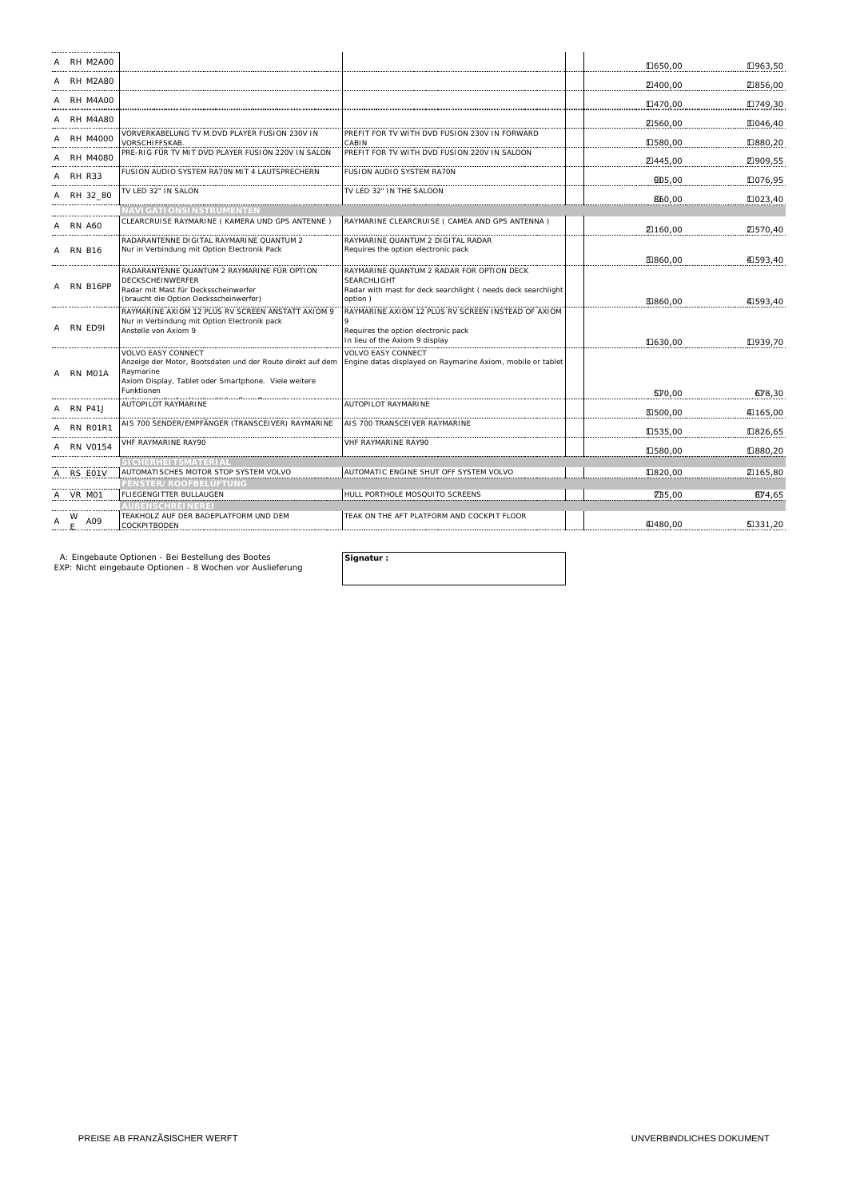| | | | | | | |
|---|---|---|---|---|---|---|
| A | RH M2A00 | | | | 1650,00 | 1963,50 |
| A | RH M2A80 | | | | 2400,00 | 2856,00 |
| A | RH M4A00 | | | | 1470,00 | 1749,30 |
| A | RH M4A80 | | | | 2560,00 | 3046,40 |
| A | RH M4000 | VORVERKABELUNG TV M.DVD PLAYER FUSION 230V IN VORSCHIFFSKAB. | PREFIT FOR TV WITH DVD FUSION 230V IN FORWARD CABIN | | 1580,00 | 1880,20 |
| A | RH M4080 | PRE-RIG FÜR TV MIT DVD PLAYER FUSION 220V IN SALON | PREFIT FOR TV WITH DVD FUSION 220V IN SALOON | | 2445,00 | 2909,55 |
| A | RH R33 | FUSION AUDIO SYSTEM RA70N MIT 4 LAUTSPRECHERN | FUSION AUDIO SYSTEM RA70N | | 905,00 | 1076,95 |
| A | RH 32_80 | TV LED 32" IN SALON | TV LED 32" IN THE SALOON | | 860,00 | 1023,40 |
| | | **NAVIGATIONSINSTRUMENTEN** | | | | |
| A | RN A60 | CLEARCRUISE RAYMARINE ( KAMERA UND GPS ANTENNE ) | RAYMARINE CLEARCRUISE ( CAMEA AND GPS ANTENNA ) | | 2160,00 | 2570,40 |
| A | RN B16 | RADARANTENNE DIGITAL RAYMARINE QUANTUM 2<br>Nur in Verbindung mit Option Electronic Pack | RAYMARINE QUANTUM 2 DIGITAL RADAR<br>Requires the option electronic pack | | 3860,00 | 4593,40 |
| A | RN B16PP | RADARANTENNE QUANTUM 2 RAYMARINE FÜR OPTION DECKSCHEINWERFER<br>Radar mit Mast für Decksscheinwerfer<br>(braucht die Option Decksscheinwerfer) | RAYMARINE QUANTUM 2 RADAR FOR OPTION DECK SEARCHLIGHT<br>Radar with mast for deck searchlight ( needs deck searchlight option ) | | 3860,00 | 4593,40 |
| A | RN ED9I | RAYMARINE AXIOM 12 PLUS RV SCREEN ANSTATT AXIOM 9<br>Nur in Verbindung mit Option Electronic pack<br>Anstelle von Axiom 9 | RAYMARINE AXIOM 12 PLUS RV SCREEN INSTEAD OF AXIOM 9<br>Requires the option electronic pack<br>In lieu of the Axiom 9 display | | 1630,00 | 1939,70 |
| A | RN M01A | VOLVO EASY CONNECT<br>Anzeige der Motor, Bootsdaten und der Route direkt auf dem Raymarine<br>Axiom Display, Tablet oder Smartphone. Viele weitere Funktionen | VOLVO EASY CONNECT<br>Engine datas displayed on Raymarine Axiom, mobile or tablet | | 570,00 | 678,30 |
| A | RN P41J | AUTOPILOT RAYMARINE | AUTOPILOT RAYMARINE | | 3500,00 | 4165,00 |
| A | RN R01R1 | AIS 700 SENDER/EMPFÄNGER (TRANSCEIVER) RAYMARINE | AIS 700 TRANSCEIVER RAYMARINE | | 1535,00 | 1826,65 |
| A | RN V0154 | VHF RAYMARINE RAY90 | VHF RAYMARINE RAY90 | | 1580,00 | 1880,20 |
| | | **SICHERHEITSMATERIAL** | | | | |
| A | RS E01V | AUTOMATISCHES MOTOR STOP SYSTEM VOLVO | AUTOMATIC ENGINE SHUT OFF SYSTEM VOLVO | | 1820,00 | 2165,80 |
| | | **FENSTER/ROOFBELÜFTUNG** | | | | |
| A | VR M01 | FLIEGENGITTER BULLAUGEN | HULL PORTHOLE MOSQUITO SCREENS | | 735,00 | 874,65 |
| | | **AUßENSCHREINEREI** | | | | |
| A | WE A09 | TEAKHOLZ AUF DER BADEPLATFORM UND DEM COCKPITBODEN | TEAK ON THE AFT PLATFORM AND COCKPIT FLOOR | | 4480,00 | 5331,20 |

A: Eingebaute Optionen - Bei Bestellung des Bootes
EXP: Nicht eingebaute Optionen - 8 Wochen vor Auslieferung

**Signatur :**

PREISE AB FRANZÄSISCHER WERFT

UNVERBINDLICHES DOKUMENT